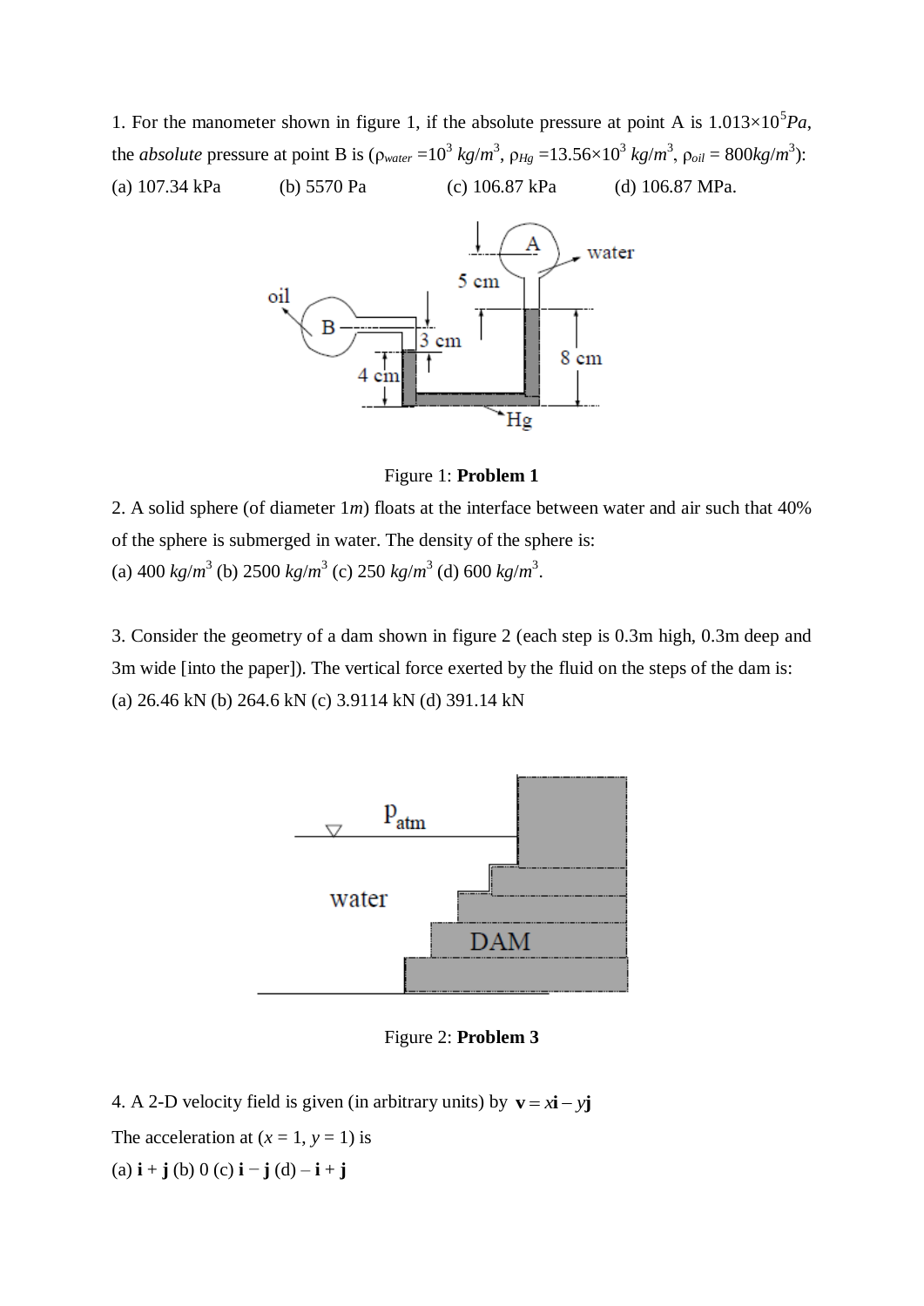1. For the manometer shown in figure 1, if the absolute pressure at point A is $1.013 \times 10^5 Pa$, the *absolute* pressure at point B is ($\rho_{water} = 10^3\ kg/m^3$, $\rho_{Hg} = 13.56 \times 10^3\ kg/m^3$, $\rho_{oil} = 800 kg/m^3$):

(a) 107.34 kPa (b) 5570 Pa (c) 106.87 kPa (d) 106.87 MPa.

Figure 1: **Problem 1**

2. A solid sphere (of diameter 1*m*) floats at the interface between water and air such that 40% of the sphere is submerged in water. The density of the sphere is:

(a) 400 $kg/m^3$ (b) 2500 $kg/m^3$ (c) 250 $kg/m^3$ (d) 600 $kg/m^3$.

3. Consider the geometry of a dam shown in figure 2 (each step is 0.3m high, 0.3m deep and 3m wide [into the paper]). The vertical force exerted by the fluid on the steps of the dam is:

(a) 26.46 kN (b) 264.6 kN (c) 3.9114 kN (d) 391.14 kN

Figure 2: **Problem 3**

4. A 2-D velocity field is given (in arbitrary units) by $\mathbf{v} = x\mathbf{i} - y\mathbf{j}$

The acceleration at ($x = 1$, $y = 1$) is

(a) $\mathbf{i} + \mathbf{j}$ (b) 0 (c) $\mathbf{i} - \mathbf{j}$ (d) $-\mathbf{i} + \mathbf{j}$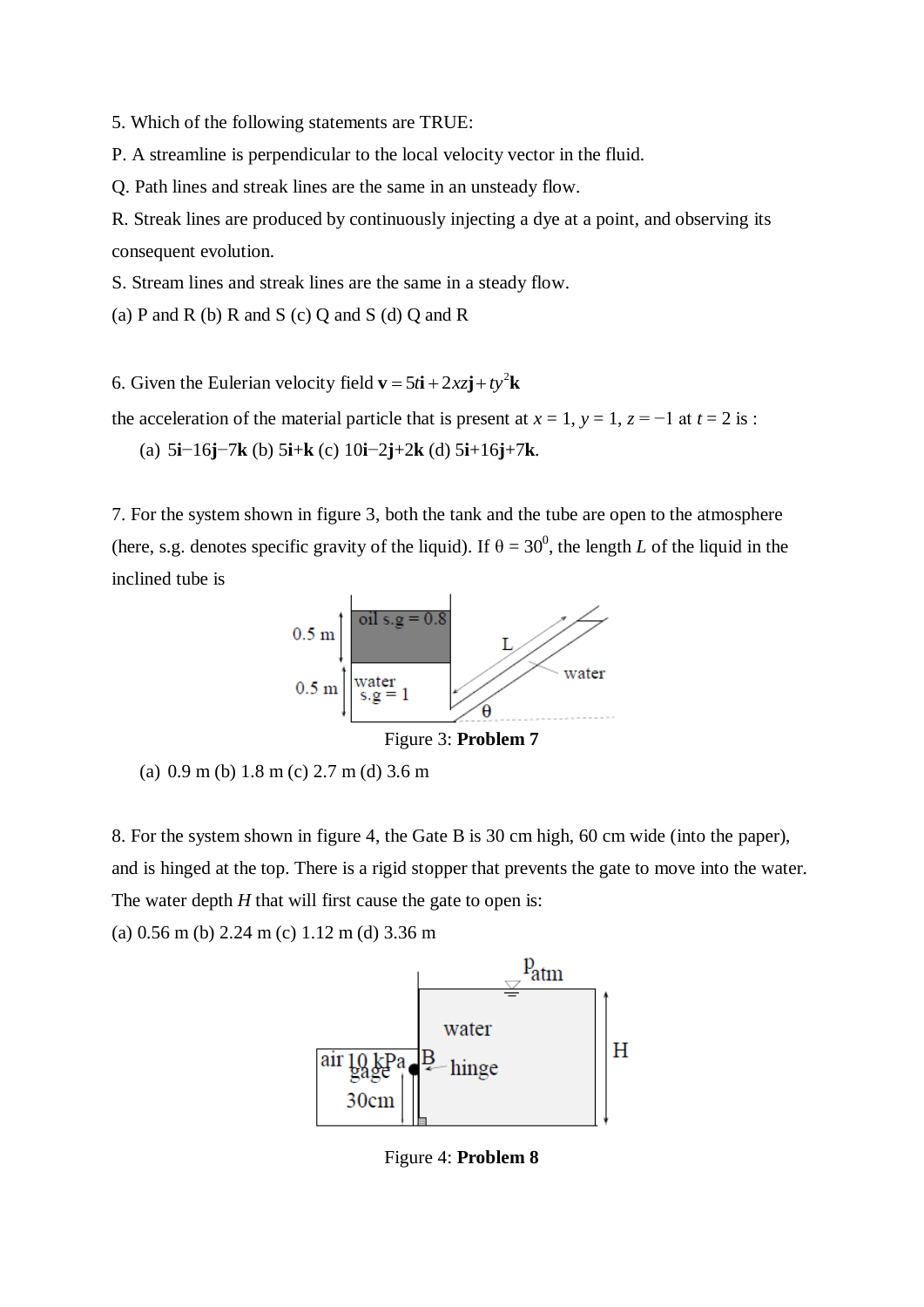5. Which of the following statements are TRUE:

P. A streamline is perpendicular to the local velocity vector in the fluid.

Q. Path lines and streak lines are the same in an unsteady flow.

R. Streak lines are produced by continuously injecting a dye at a point, and observing its consequent evolution.

S. Stream lines and streak lines are the same in a steady flow.

(a) P and R (b) R and S (c) Q and S (d) Q and R

6. Given the Eulerian velocity field $\mathbf{v} = 5t\mathbf{i} + 2xz\mathbf{j} + ty^2\mathbf{k}$

the acceleration of the material particle that is present at $x = 1$, $y = 1$, $z = -1$ at $t = 2$ is :

(a) $5\mathbf{i}-16\mathbf{j}-7\mathbf{k}$ (b) $5\mathbf{i}+\mathbf{k}$ (c) $10\mathbf{i}-2\mathbf{j}+2\mathbf{k}$ (d) $5\mathbf{i}+16\mathbf{j}+7\mathbf{k}$.

7. For the system shown in figure 3, both the tank and the tube are open to the atmosphere (here, s.g. denotes specific gravity of the liquid). If $\theta = 30^0$, the length $L$ of the liquid in the inclined tube is

Figure 3: **Problem 7**

(a) 0.9 m (b) 1.8 m (c) 2.7 m (d) 3.6 m

8. For the system shown in figure 4, the Gate B is 30 cm high, 60 cm wide (into the paper), and is hinged at the top. There is a rigid stopper that prevents the gate to move into the water. The water depth $H$ that will first cause the gate to open is:

(a) 0.56 m (b) 2.24 m (c) 1.12 m (d) 3.36 m

Figure 4: **Problem 8**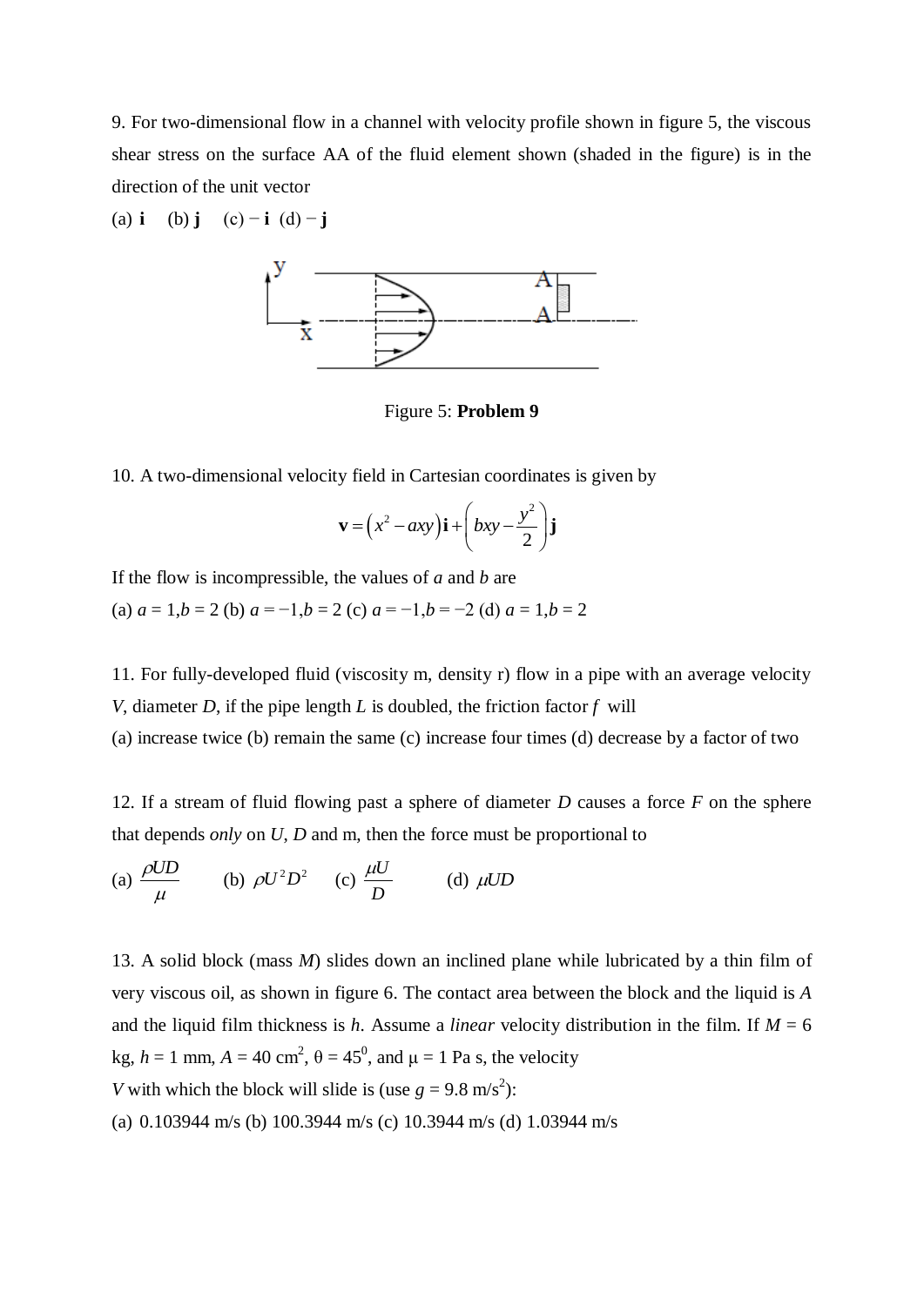9. For two-dimensional flow in a channel with velocity profile shown in figure 5, the viscous shear stress on the surface AA of the fluid element shown (shaded in the figure) is in the direction of the unit vector

(a) **i** (b) **j** (c) − **i** (d) − **j**

Figure 5: **Problem 9**

10. A two-dimensional velocity field in Cartesian coordinates is given by

$$\mathbf{v} = \left(x^2 - axy\right)\mathbf{i} + \left(bxy - \frac{y^2}{2}\right)\mathbf{j}$$

If the flow is incompressible, the values of $a$ and $b$ are

(a) $a = 1, b = 2$ (b) $a = -1, b = 2$ (c) $a = -1, b = -2$ (d) $a = 1, b = 2$

11. For fully-developed fluid (viscosity m, density r) flow in a pipe with an average velocity $V$, diameter $D$, if the pipe length $L$ is doubled, the friction factor $f$ will

(a) increase twice (b) remain the same (c) increase four times (d) decrease by a factor of two

12. If a stream of fluid flowing past a sphere of diameter $D$ causes a force $F$ on the sphere that depends *only* on $U$, $D$ and m, then the force must be proportional to

(a) $\frac{\rho U D}{\mu}$ (b) $\rho U^2 D^2$ (c) $\frac{\mu U}{D}$ (d) $\mu U D$

13. A solid block (mass $M$) slides down an inclined plane while lubricated by a thin film of very viscous oil, as shown in figure 6. The contact area between the block and the liquid is $A$ and the liquid film thickness is $h$. Assume a *linear* velocity distribution in the film. If $M = 6$ kg, $h = 1$ mm, $A = 40\ \text{cm}^2$, $\theta = 45^0$, and $\mu = 1$ Pa s, the velocity $V$ with which the block will slide is (use $g = 9.8\ \text{m/s}^2$):

(a) 0.103944 m/s (b) 100.3944 m/s (c) 10.3944 m/s (d) 1.03944 m/s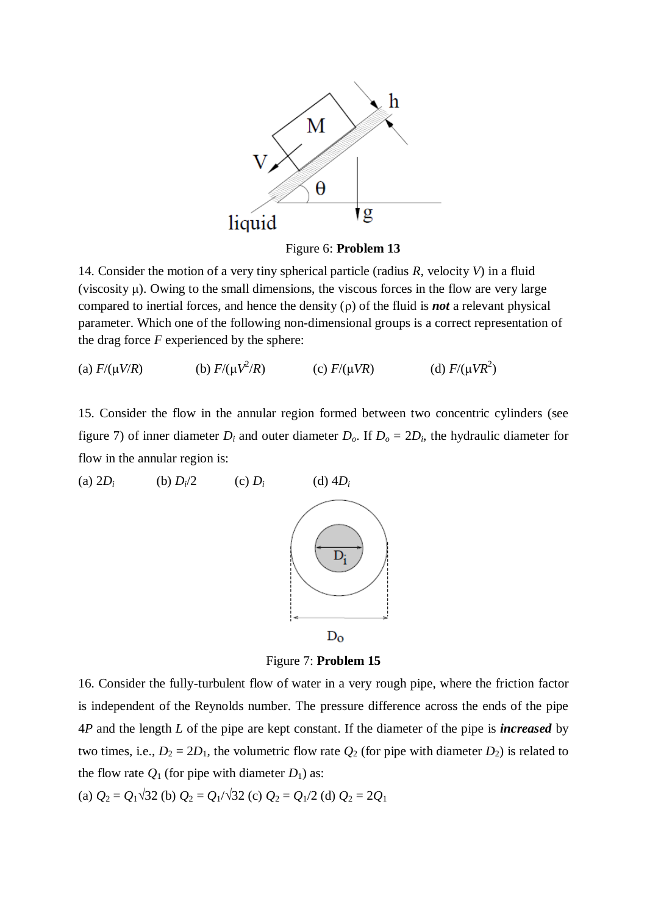Figure 6: **Problem 13**

14. Consider the motion of a very tiny spherical particle (radius $R$, velocity $V$) in a fluid (viscosity $\mu$). Owing to the small dimensions, the viscous forces in the flow are very large compared to inertial forces, and hence the density ($\rho$) of the fluid is ***not*** a relevant physical parameter. Which one of the following non-dimensional groups is a correct representation of the drag force $F$ experienced by the sphere:

(a) $F/(\mu V/R)$ (b) $F/(\mu V^2/R)$ (c) $F/(\mu VR)$ (d) $F/(\mu VR^2)$

15. Consider the flow in the annular region formed between two concentric cylinders (see figure 7) of inner diameter $D_i$ and outer diameter $D_o$. If $D_o = 2D_i$, the hydraulic diameter for flow in the annular region is:

(a) $2D_i$ (b) $D_i/2$ (c) $D_i$ (d) $4D_i$

Figure 7: **Problem 15**

16. Consider the fully-turbulent flow of water in a very rough pipe, where the friction factor is independent of the Reynolds number. The pressure difference across the ends of the pipe $4P$ and the length $L$ of the pipe are kept constant. If the diameter of the pipe is ***increased*** by two times, i.e., $D_2 = 2D_1$, the volumetric flow rate $Q_2$ (for pipe with diameter $D_2$) is related to the flow rate $Q_1$ (for pipe with diameter $D_1$) as:

(a) $Q_2 = Q_1\sqrt{32}$ (b) $Q_2 = Q_1/\sqrt{32}$ (c) $Q_2 = Q_1/2$ (d) $Q_2 = 2Q_1$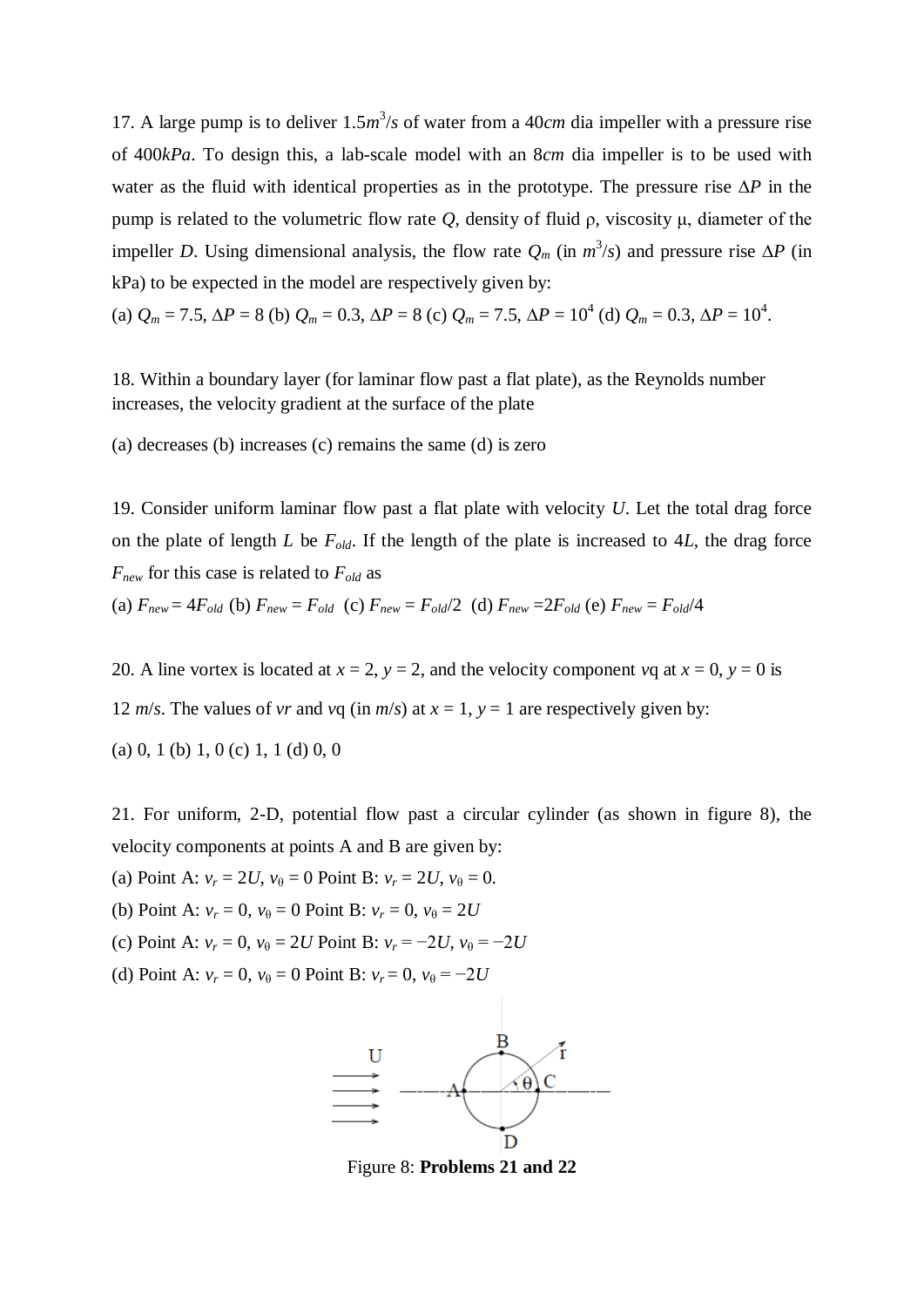17. A large pump is to deliver $1.5 m^3/s$ of water from a $40 cm$ dia impeller with a pressure rise of $400 kPa$. To design this, a lab-scale model with an $8 cm$ dia impeller is to be used with water as the fluid with identical properties as in the prototype. The pressure rise $\Delta P$ in the pump is related to the volumetric flow rate $Q$, density of fluid $\rho$, viscosity $\mu$, diameter of the impeller $D$. Using dimensional analysis, the flow rate $Q_m$ (in $m^3/s$) and pressure rise $\Delta P$ (in kPa) to be expected in the model are respectively given by:

(a) $Q_m = 7.5$, $\Delta P = 8$ (b) $Q_m = 0.3$, $\Delta P = 8$ (c) $Q_m = 7.5$, $\Delta P = 10^4$ (d) $Q_m = 0.3$, $\Delta P = 10^4$.

18. Within a boundary layer (for laminar flow past a flat plate), as the Reynolds number increases, the velocity gradient at the surface of the plate

(a) decreases (b) increases (c) remains the same (d) is zero

19. Consider uniform laminar flow past a flat plate with velocity $U$. Let the total drag force on the plate of length $L$ be $F_{old}$. If the length of the plate is increased to $4L$, the drag force $F_{new}$ for this case is related to $F_{old}$ as

(a) $F_{new} = 4F_{old}$ (b) $F_{new} = F_{old}$ (c) $F_{new} = F_{old}/2$ (d) $F_{new} = 2F_{old}$ (e) $F_{new} = F_{old}/4$

20. A line vortex is located at $x = 2$, $y = 2$, and the velocity component $v_\theta$ at $x = 0$, $y = 0$ is $12\ m/s$. The values of $v_r$ and $v_\theta$ (in $m/s$) at $x = 1$, $y = 1$ are respectively given by:

(a) 0, 1 (b) 1, 0 (c) 1, 1 (d) 0, 0

21. For uniform, 2-D, potential flow past a circular cylinder (as shown in figure 8), the velocity components at points A and B are given by:

(a) Point A: $v_r = 2U$, $v_\theta = 0$ Point B: $v_r = 2U$, $v_\theta = 0$.

(b) Point A: $v_r = 0$, $v_\theta = 0$ Point B: $v_r = 0$, $v_\theta = 2U$

(c) Point A: $v_r = 0$, $v_\theta = 2U$ Point B: $v_r = -2U$, $v_\theta = -2U$

(d) Point A: $v_r = 0$, $v_\theta = 0$ Point B: $v_r = 0$, $v_\theta = -2U$

Figure 8: **Problems 21 and 22**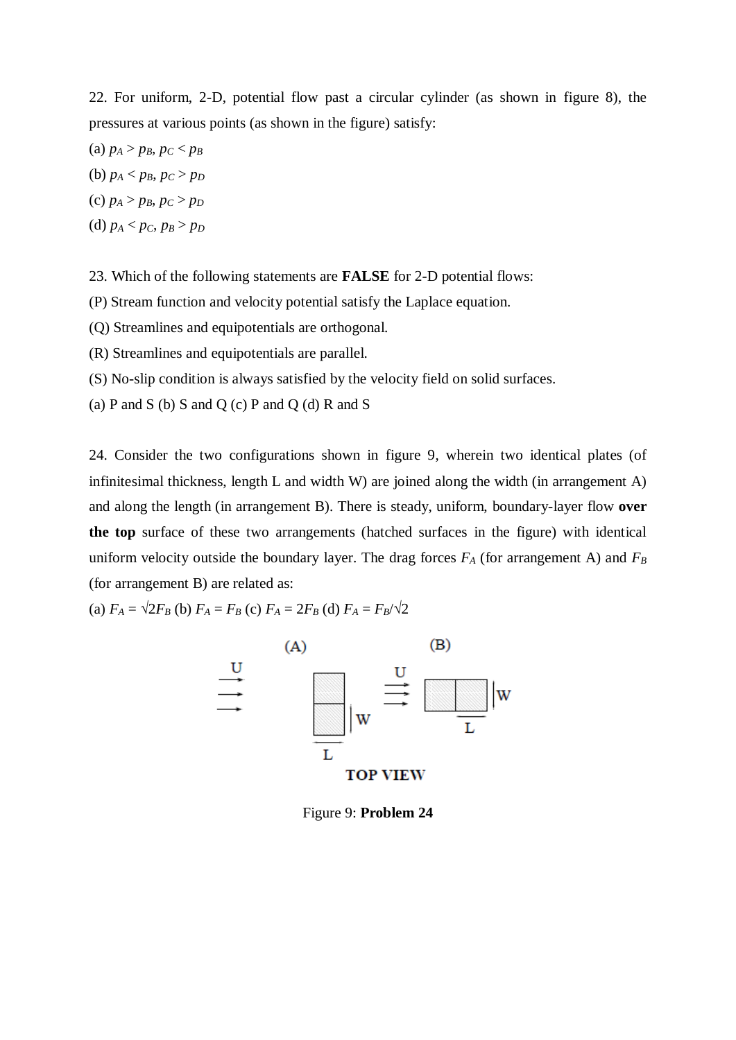22. For uniform, 2-D, potential flow past a circular cylinder (as shown in figure 8), the pressures at various points (as shown in the figure) satisfy:

(a) $p_A > p_B$, $p_C < p_B$

(b) $p_A < p_B$, $p_C > p_D$

(c) $p_A > p_B$, $p_C > p_D$

(d) $p_A < p_C$, $p_B > p_D$

23. Which of the following statements are **FALSE** for 2-D potential flows:

(P) Stream function and velocity potential satisfy the Laplace equation.

(Q) Streamlines and equipotentials are orthogonal.

(R) Streamlines and equipotentials are parallel.

(S) No-slip condition is always satisfied by the velocity field on solid surfaces.

(a) P and S (b) S and Q (c) P and Q (d) R and S

24. Consider the two configurations shown in figure 9, wherein two identical plates (of infinitesimal thickness, length L and width W) are joined along the width (in arrangement A) and along the length (in arrangement B). There is steady, uniform, boundary-layer flow **over the top** surface of these two arrangements (hatched surfaces in the figure) with identical uniform velocity outside the boundary layer. The drag forces $F_A$ (for arrangement A) and $F_B$ (for arrangement B) are related as:

(a) $F_A = \sqrt{2}F_B$ (b) $F_A = F_B$ (c) $F_A = 2F_B$ (d) $F_A = F_B/\sqrt{2}$

(A)

(B)

U

U

W

W

L

L

TOP VIEW

Figure 9: **Problem 24**